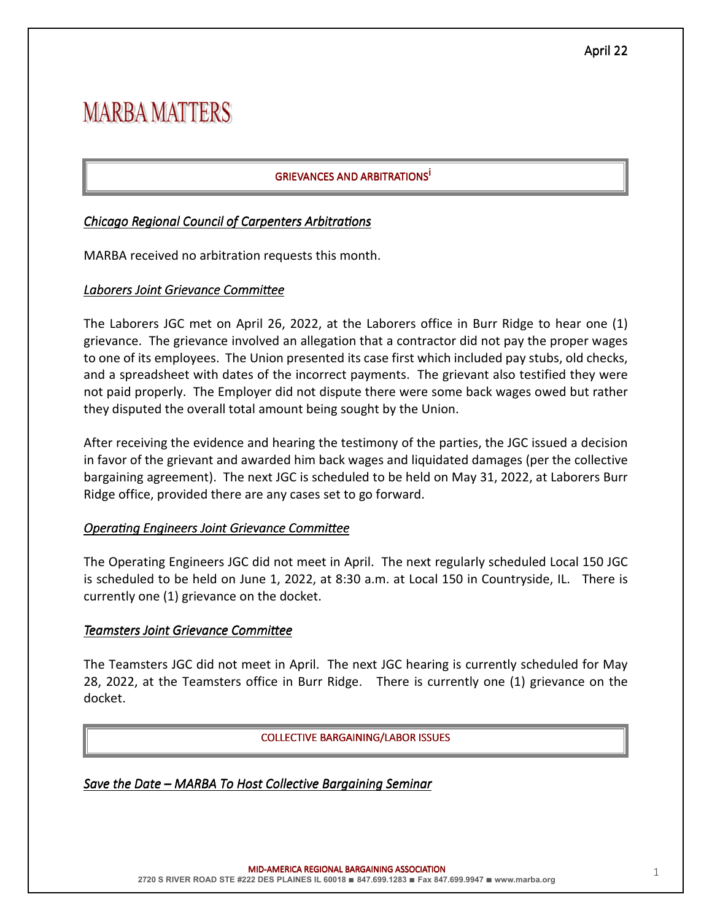April 22

# MARBA MATTERS

## GRIEVANCES AND ARBITRATIONS[i]

*Chicago Regional Council of Carpenters Arbitrations*

MARBA received no arbitration requests this month.

*Laborers Joint Grievance Committee*

The Laborers JGC met on April 26, 2022, at the Laborers office in Burr Ridge to hear one (1) grievance. The grievance involved an allegation that a contractor did not pay the proper wages to one of its employees. The Union presented its case first which included pay stubs, old checks, and a spreadsheet with dates of the incorrect payments. The grievant also testified they were not paid properly. The Employer did not dispute there were some back wages owed but rather they disputed the overall total amount being sought by the Union.

After receiving the evidence and hearing the testimony of the parties, the JGC issued a decision in favor of the grievant and awarded him back wages and liquidated damages (per the collective bargaining agreement). The next JGC is scheduled to be held on May 31, 2022, at Laborers Burr Ridge office, provided there are any cases set to go forward.

*Operating Engineers Joint Grievance Committee*

The Operating Engineers JGC did not meet in April. The next regularly scheduled Local 150 JGC is scheduled to be held on June 1, 2022, at 8:30 a.m. at Local 150 in Countryside, IL. There is currently one (1) grievance on the docket.

*Teamsters Joint Grievance Committee*

The Teamsters JGC did not meet in April. The next JGC hearing is currently scheduled for May 28, 2022, at the Teamsters office in Burr Ridge. There is currently one (1) grievance on the docket.

## COLLECTIVE BARGAINING/LABOR ISSUES

*Save the Date – MARBA To Host Collective Bargaining Seminar*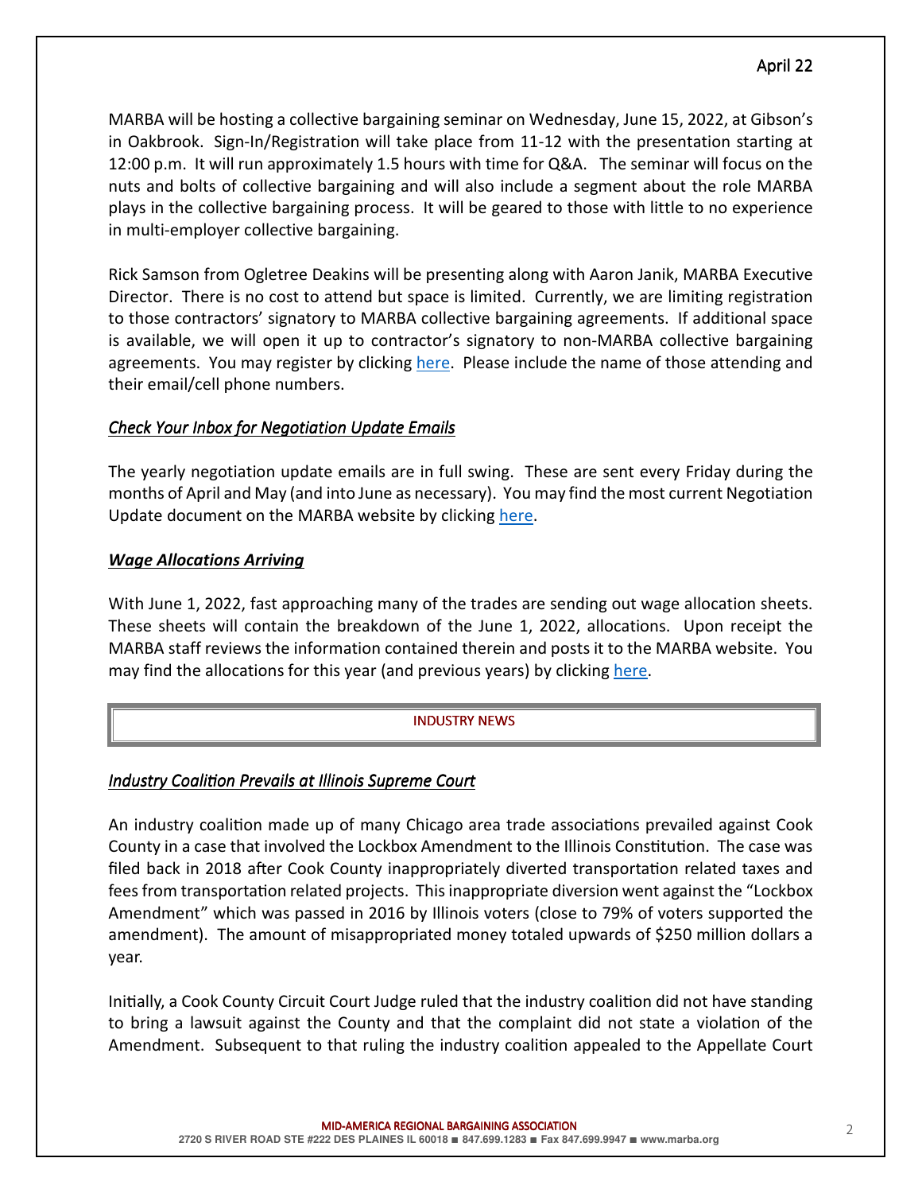MARBA will be hosting a collective bargaining seminar on Wednesday, June 15, 2022, at Gibson's in Oakbrook. Sign-In/Registration will take place from 11-12 with the presentation starting at 12:00 p.m. It will run approximately 1.5 hours with time for Q&A. The seminar will focus on the nuts and bolts of collective bargaining and will also include a segment about the role MARBA plays in the collective bargaining process. It will be geared to those with little to no experience in multi-employer collective bargaining.

Rick Samson from Ogletree Deakins will be presenting along with Aaron Janik, MARBA Executive Director. There is no cost to attend but space is limited. Currently, we are limiting registration to those contractors' signatory to MARBA collective bargaining agreements. If additional space is available, we will open it up to contractor's signatory to non-MARBA collective bargaining agreements. You may register by clicking here. Please include the name of those attending and their email/cell phone numbers.

### *Check Your Inbox for Negotiation Update Emails*

The yearly negotiation update emails are in full swing. These are sent every Friday during the months of April and May (and into June as necessary). You may find the most current Negotiation Update document on the MARBA website by clicking here.

### ***Wage Allocations Arriving***

With June 1, 2022, fast approaching many of the trades are sending out wage allocation sheets. These sheets will contain the breakdown of the June 1, 2022, allocations. Upon receipt the MARBA staff reviews the information contained therein and posts it to the MARBA website. You may find the allocations for this year (and previous years) by clicking here.

## INDUSTRY NEWS

### *Industry Coalition Prevails at Illinois Supreme Court*

An industry coalition made up of many Chicago area trade associations prevailed against Cook County in a case that involved the Lockbox Amendment to the Illinois Constitution. The case was filed back in 2018 after Cook County inappropriately diverted transportation related taxes and fees from transportation related projects. This inappropriate diversion went against the "Lockbox Amendment" which was passed in 2016 by Illinois voters (close to 79% of voters supported the amendment). The amount of misappropriated money totaled upwards of $250 million dollars a year.

Initially, a Cook County Circuit Court Judge ruled that the industry coalition did not have standing to bring a lawsuit against the County and that the complaint did not state a violation of the Amendment. Subsequent to that ruling the industry coalition appealed to the Appellate Court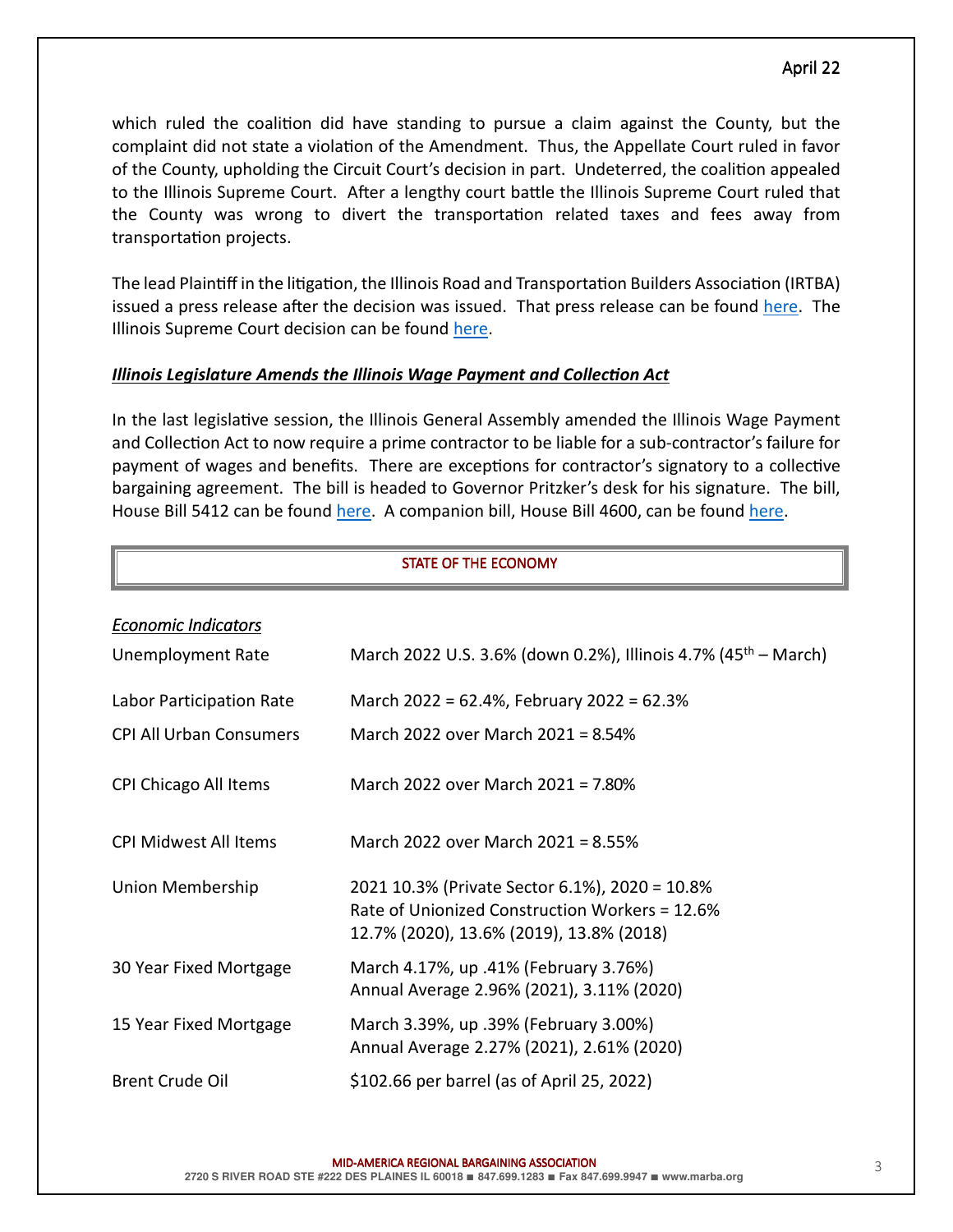which ruled the coalition did have standing to pursue a claim against the County, but the complaint did not state a violation of the Amendment. Thus, the Appellate Court ruled in favor of the County, upholding the Circuit Court's decision in part. Undeterred, the coalition appealed to the Illinois Supreme Court. After a lengthy court battle the Illinois Supreme Court ruled that the County was wrong to divert the transportation related taxes and fees away from transportation projects.

The lead Plaintiff in the litigation, the Illinois Road and Transportation Builders Association (IRTBA) issued a press release after the decision was issued. That press release can be found here. The Illinois Supreme Court decision can be found here.

***Illinois Legislature Amends the Illinois Wage Payment and Collection Act***

In the last legislative session, the Illinois General Assembly amended the Illinois Wage Payment and Collection Act to now require a prime contractor to be liable for a sub-contractor's failure for payment of wages and benefits. There are exceptions for contractor's signatory to a collective bargaining agreement. The bill is headed to Governor Pritzker's desk for his signature. The bill, House Bill 5412 can be found here. A companion bill, House Bill 4600, can be found here.

## STATE OF THE ECONOMY

*Economic Indicators*

| | |
|---|---|
| Unemployment Rate | March 2022 U.S. 3.6% (down 0.2%), Illinois 4.7% (45th – March) |
| Labor Participation Rate | March 2022 = 62.4%, February 2022 = 62.3% |
| CPI All Urban Consumers | March 2022 over March 2021 = 8.54% |
| CPI Chicago All Items | March 2022 over March 2021 = 7.80% |
| CPI Midwest All Items | March 2022 over March 2021 = 8.55% |
| Union Membership | 2021 10.3% (Private Sector 6.1%), 2020 = 10.8%<br>Rate of Unionized Construction Workers = 12.6%<br>12.7% (2020), 13.6% (2019), 13.8% (2018) |
| 30 Year Fixed Mortgage | March 4.17%, up .41% (February 3.76%)<br>Annual Average 2.96% (2021), 3.11% (2020) |
| 15 Year Fixed Mortgage | March 3.39%, up .39% (February 3.00%)<br>Annual Average 2.27% (2021), 2.61% (2020) |
| Brent Crude Oil | $102.66 per barrel (as of April 25, 2022) |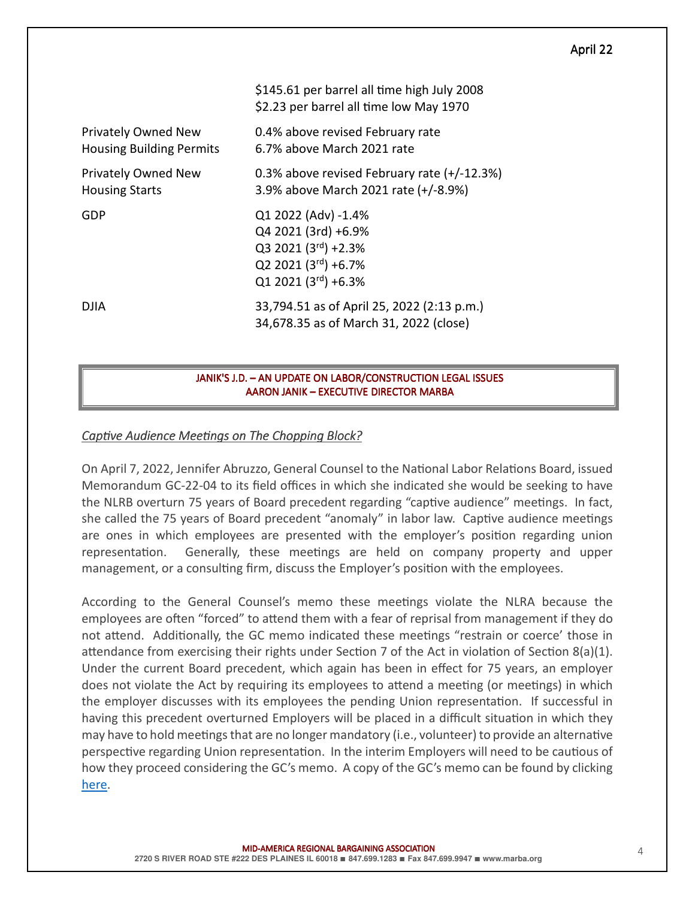| | |
|---|---|
| | $145.61 per barrel all time high July 2008<br>$2.23 per barrel all time low May 1970 |
| Privately Owned New Housing Building Permits | 0.4% above revised February rate<br>6.7% above March 2021 rate |
| Privately Owned New Housing Starts | 0.3% above revised February rate (+/-12.3%)<br>3.9% above March 2021 rate (+/-8.9%) |
| GDP | Q1 2022 (Adv) -1.4%<br>Q4 2021 (3rd) +6.9%<br>Q3 2021 (3rd) +2.3%<br>Q2 2021 (3rd) +6.7%<br>Q1 2021 (3rd) +6.3% |
| DJIA | 33,794.51 as of April 25, 2022 (2:13 p.m.)<br>34,678.35 as of March 31, 2022 (close) |

## JANIK'S J.D. – AN UPDATE ON LABOR/CONSTRUCTION LEGAL ISSUES
## AARON JANIK – EXECUTIVE DIRECTOR MARBA

*Captive Audience Meetings on The Chopping Block?*

On April 7, 2022, Jennifer Abruzzo, General Counsel to the National Labor Relations Board, issued Memorandum GC-22-04 to its field offices in which she indicated she would be seeking to have the NLRB overturn 75 years of Board precedent regarding "captive audience" meetings. In fact, she called the 75 years of Board precedent "anomaly" in labor law. Captive audience meetings are ones in which employees are presented with the employer's position regarding union representation. Generally, these meetings are held on company property and upper management, or a consulting firm, discuss the Employer's position with the employees.

According to the General Counsel's memo these meetings violate the NLRA because the employees are often "forced" to attend them with a fear of reprisal from management if they do not attend. Additionally, the GC memo indicated these meetings "restrain or coerce' those in attendance from exercising their rights under Section 7 of the Act in violation of Section 8(a)(1). Under the current Board precedent, which again has been in effect for 75 years, an employer does not violate the Act by requiring its employees to attend a meeting (or meetings) in which the employer discusses with its employees the pending Union representation. If successful in having this precedent overturned Employers will be placed in a difficult situation in which they may have to hold meetings that are no longer mandatory (i.e., volunteer) to provide an alternative perspective regarding Union representation. In the interim Employers will need to be cautious of how they proceed considering the GC's memo. A copy of the GC's memo can be found by clicking here.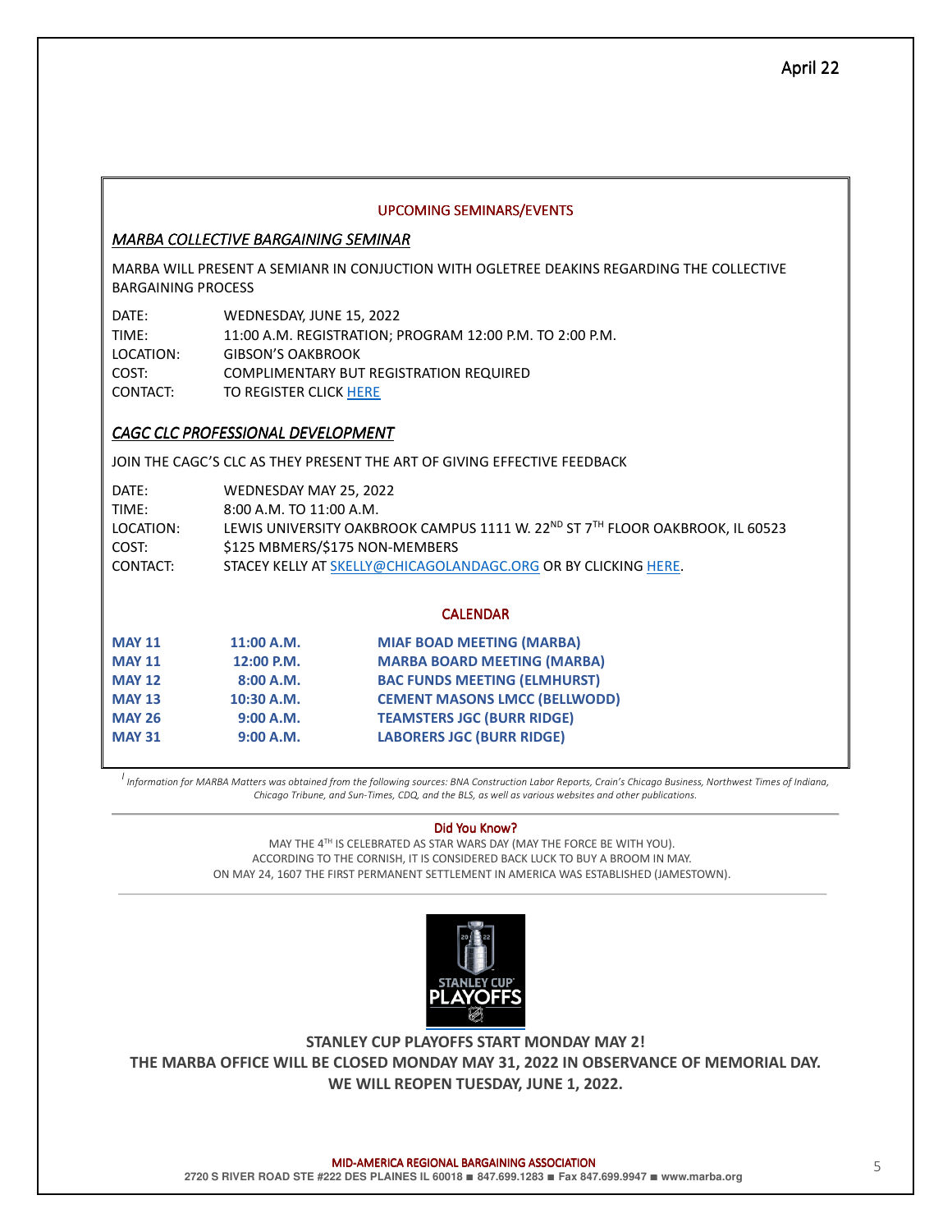April 22

## UPCOMING SEMINARS/EVENTS

### *MARBA COLLECTIVE BARGAINING SEMINAR*

MARBA WILL PRESENT A SEMIANR IN CONJUCTION WITH OGLETREE DEAKINS REGARDING THE COLLECTIVE BARGAINING PROCESS

| | |
|---|---|
| DATE: | WEDNESDAY, JUNE 15, 2022 |
| TIME: | 11:00 A.M. REGISTRATION; PROGRAM 12:00 P.M. TO 2:00 P.M. |
| LOCATION: | GIBSON'S OAKBROOK |
| COST: | COMPLIMENTARY BUT REGISTRATION REQUIRED |
| CONTACT: | TO REGISTER CLICK HERE |

### *CAGC CLC PROFESSIONAL DEVELOPMENT*

JOIN THE CAGC'S CLC AS THEY PRESENT THE ART OF GIVING EFFECTIVE FEEDBACK

| | |
|---|---|
| DATE: | WEDNESDAY MAY 25, 2022 |
| TIME: | 8:00 A.M. TO 11:00 A.M. |
| LOCATION: | LEWIS UNIVERSITY OAKBROOK CAMPUS 1111 W. 22ND ST 7TH FLOOR OAKBROOK, IL 60523 |
| COST: | $125 MBMERS/$175 NON-MEMBERS |
| CONTACT: | STACEY KELLY AT SKELLY@CHICAGOLANDAGC.ORG OR BY CLICKING HERE. |

## CALENDAR

| | | |
|---|---|---|
| **MAY 11** | **11:00 A.M.** | **MIAF BOAD MEETING (MARBA)** |
| **MAY 11** | **12:00 P.M.** | **MARBA BOARD MEETING (MARBA)** |
| **MAY 12** | **8:00 A.M.** | **BAC FUNDS MEETING (ELMHURST)** |
| **MAY 13** | **10:30 A.M.** | **CEMENT MASONS LMCC (BELLWODD)** |
| **MAY 26** | **9:00 A.M.** | **TEAMSTERS JGC (BURR RIDGE)** |
| **MAY 31** | **9:00 A.M.** | **LABORERS JGC (BURR RIDGE)** |

*[I] Information for MARBA Matters was obtained from the following sources: BNA Construction Labor Reports, Crain's Chicago Business, Northwest Times of Indiana, Chicago Tribune, and Sun-Times, CDQ, and the BLS, as well as various websites and other publications.*

---

## Did You Know?

MAY THE 4TH IS CELEBRATED AS STAR WARS DAY (MAY THE FORCE BE WITH YOU).
ACCORDING TO THE CORNISH, IT IS CONSIDERED BACK LUCK TO BUY A BROOM IN MAY.
ON MAY 24, 1607 THE FIRST PERMANENT SETTLEMENT IN AMERICA WAS ESTABLISHED (JAMESTOWN).

---

**STANLEY CUP PLAYOFFS START MONDAY MAY 2!**
**THE MARBA OFFICE WILL BE CLOSED MONDAY MAY 31, 2022 IN OBSERVANCE OF MEMORIAL DAY.**
**WE WILL REOPEN TUESDAY, JUNE 1, 2022.**

MID-AMERICA REGIONAL BARGAINING ASSOCIATION
**2720 S RIVER ROAD STE #222 DES PLAINES IL 60018 ■ 847.699.1283 ■ Fax 847.699.9947 ■ www.marba.org**